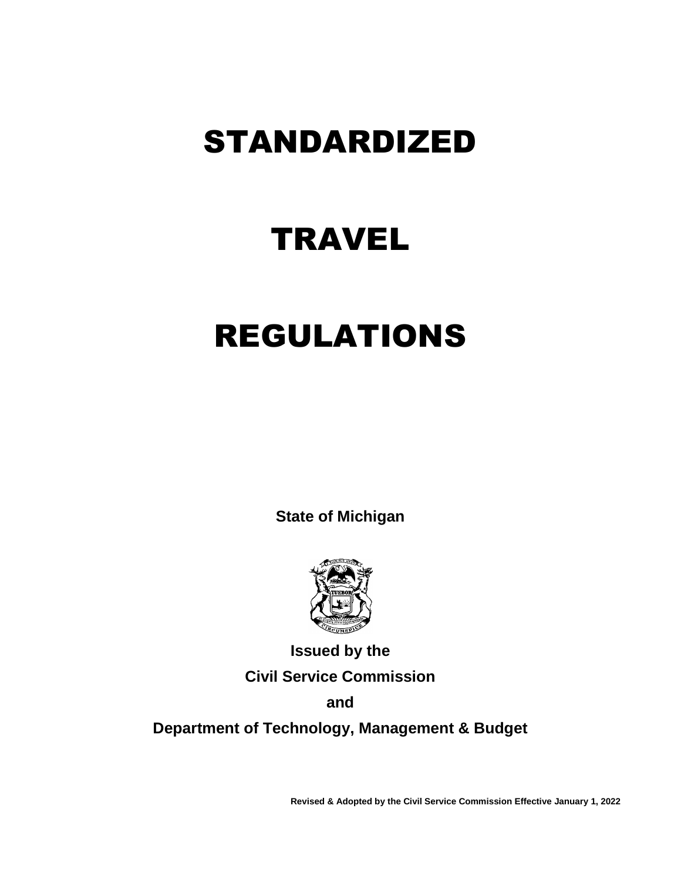# STANDARDIZED

# TRAVEL

# REGULATIONS

**State of Michigan**

**Issued by the**

**Civil Service Commission**

**and**

**Department of Technology, Management & Budget**

**Revised & Adopted by the Civil Service Commission Effective January 1, 2022**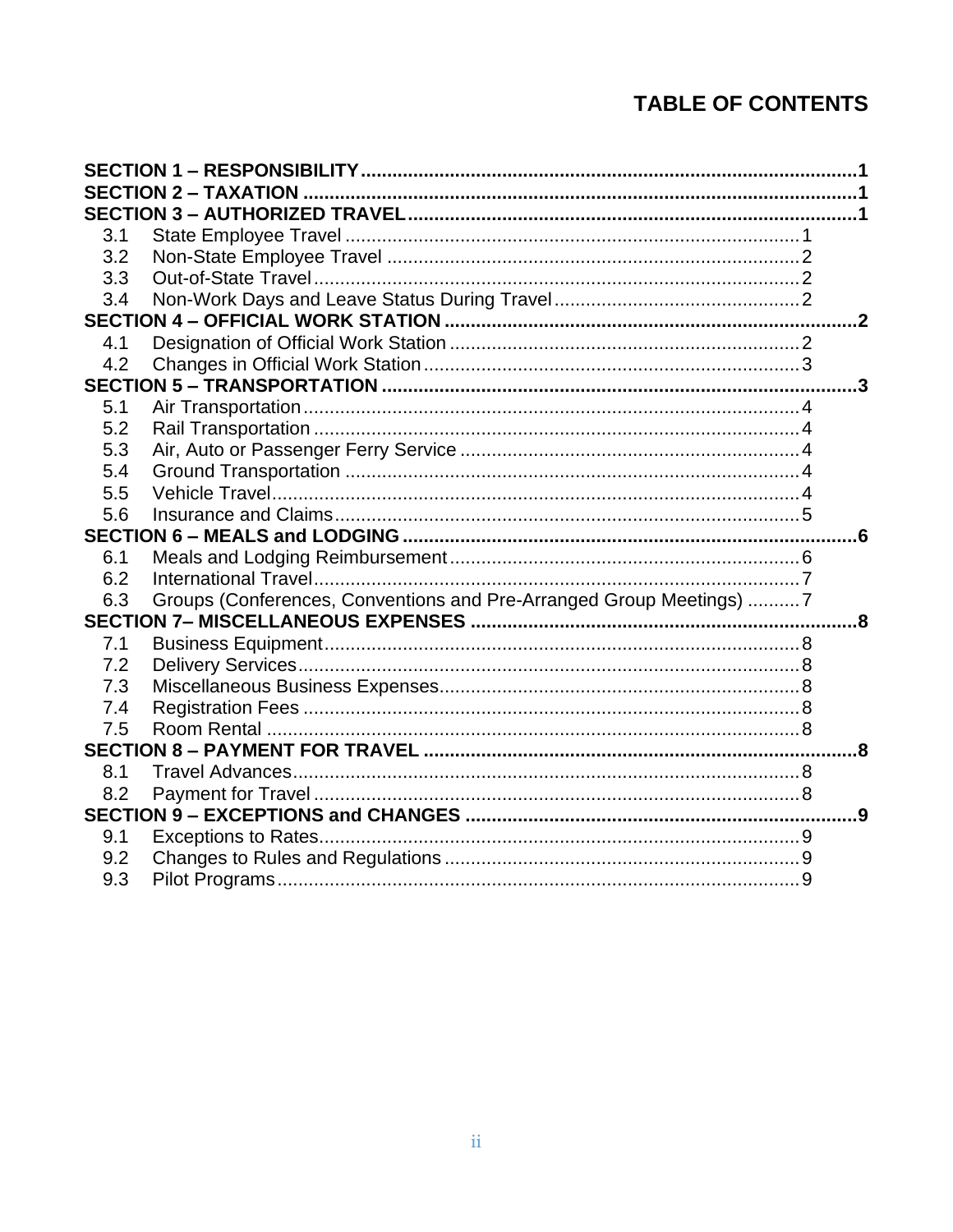# TABLE OF CONTENTS

| | | |
|---|---|---|
| **SECTION 1 – RESPONSIBILITY** | | **1** |
| **SECTION 2 – TAXATION** | | **1** |
| **SECTION 3 – AUTHORIZED TRAVEL** | | **1** |
| 3.1 | State Employee Travel | 1 |
| 3.2 | Non-State Employee Travel | 2 |
| 3.3 | Out-of-State Travel | 2 |
| 3.4 | Non-Work Days and Leave Status During Travel | 2 |
| **SECTION 4 – OFFICIAL WORK STATION** | | **2** |
| 4.1 | Designation of Official Work Station | 2 |
| 4.2 | Changes in Official Work Station | 3 |
| **SECTION 5 – TRANSPORTATION** | | **3** |
| 5.1 | Air Transportation | 4 |
| 5.2 | Rail Transportation | 4 |
| 5.3 | Air, Auto or Passenger Ferry Service | 4 |
| 5.4 | Ground Transportation | 4 |
| 5.5 | Vehicle Travel | 4 |
| 5.6 | Insurance and Claims | 5 |
| **SECTION 6 – MEALS and LODGING** | | **6** |
| 6.1 | Meals and Lodging Reimbursement | 6 |
| 6.2 | International Travel | 7 |
| 6.3 | Groups (Conferences, Conventions and Pre-Arranged Group Meetings) | 7 |
| **SECTION 7– MISCELLANEOUS EXPENSES** | | **8** |
| 7.1 | Business Equipment | 8 |
| 7.2 | Delivery Services | 8 |
| 7.3 | Miscellaneous Business Expenses | 8 |
| 7.4 | Registration Fees | 8 |
| 7.5 | Room Rental | 8 |
| **SECTION 8 – PAYMENT FOR TRAVEL** | | **8** |
| 8.1 | Travel Advances | 8 |
| 8.2 | Payment for Travel | 8 |
| **SECTION 9 – EXCEPTIONS and CHANGES** | | **9** |
| 9.1 | Exceptions to Rates | 9 |
| 9.2 | Changes to Rules and Regulations | 9 |
| 9.3 | Pilot Programs | 9 |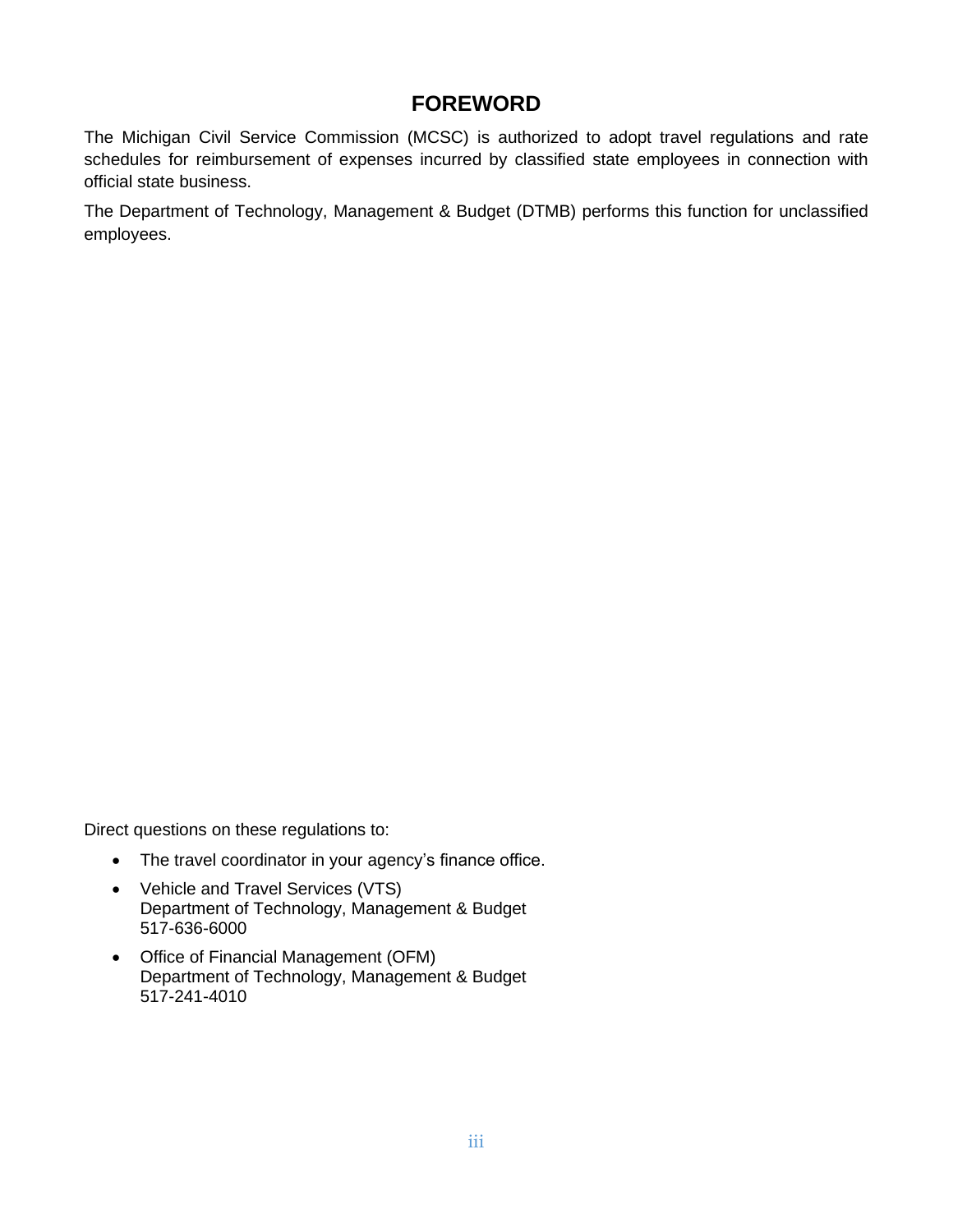# FOREWORD

The Michigan Civil Service Commission (MCSC) is authorized to adopt travel regulations and rate schedules for reimbursement of expenses incurred by classified state employees in connection with official state business.

The Department of Technology, Management & Budget (DTMB) performs this function for unclassified employees.

Direct questions on these regulations to:

- The travel coordinator in your agency's finance office.
- Vehicle and Travel Services (VTS)  
  Department of Technology, Management & Budget  
  517-636-6000
- Office of Financial Management (OFM)  
  Department of Technology, Management & Budget  
  517-241-4010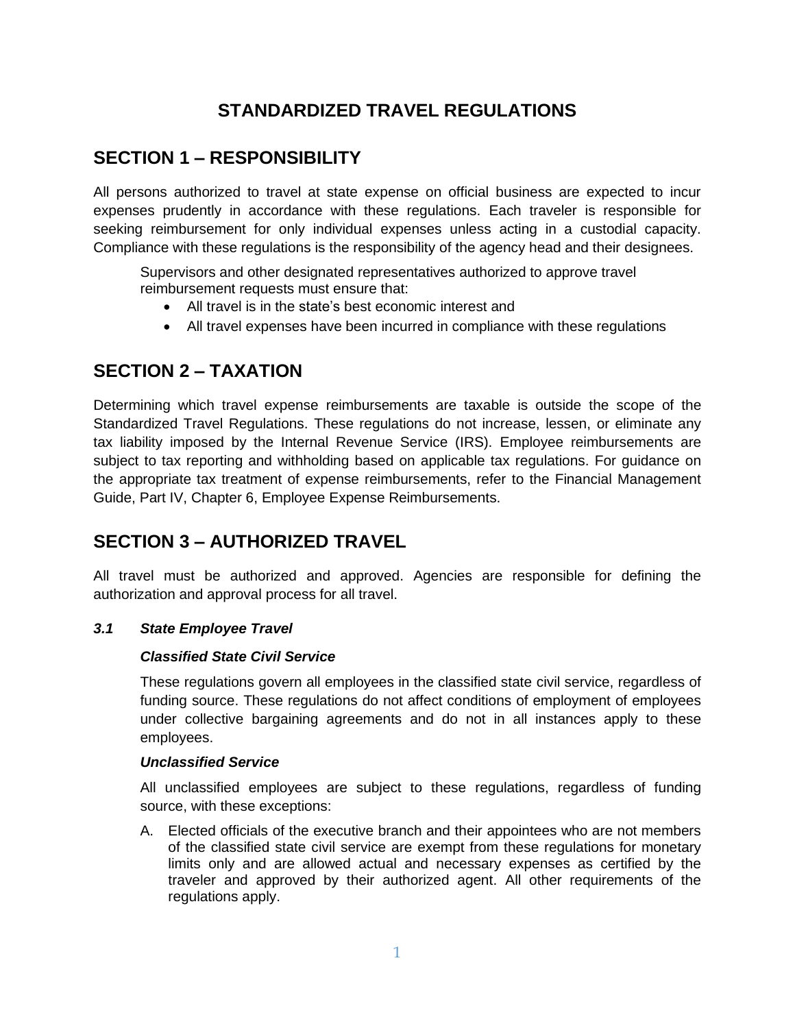# STANDARDIZED TRAVEL REGULATIONS

## SECTION 1 – RESPONSIBILITY

All persons authorized to travel at state expense on official business are expected to incur expenses prudently in accordance with these regulations. Each traveler is responsible for seeking reimbursement for only individual expenses unless acting in a custodial capacity. Compliance with these regulations is the responsibility of the agency head and their designees.

Supervisors and other designated representatives authorized to approve travel reimbursement requests must ensure that:

- All travel is in the state's best economic interest and
- All travel expenses have been incurred in compliance with these regulations

## SECTION 2 – TAXATION

Determining which travel expense reimbursements are taxable is outside the scope of the Standardized Travel Regulations. These regulations do not increase, lessen, or eliminate any tax liability imposed by the Internal Revenue Service (IRS). Employee reimbursements are subject to tax reporting and withholding based on applicable tax regulations. For guidance on the appropriate tax treatment of expense reimbursements, refer to the Financial Management Guide, Part IV, Chapter 6, Employee Expense Reimbursements.

## SECTION 3 – AUTHORIZED TRAVEL

All travel must be authorized and approved. Agencies are responsible for defining the authorization and approval process for all travel.

### *3.1 State Employee Travel*

***Classified State Civil Service***

These regulations govern all employees in the classified state civil service, regardless of funding source. These regulations do not affect conditions of employment of employees under collective bargaining agreements and do not in all instances apply to these employees.

***Unclassified Service***

All unclassified employees are subject to these regulations, regardless of funding source, with these exceptions:

A. Elected officials of the executive branch and their appointees who are not members of the classified state civil service are exempt from these regulations for monetary limits only and are allowed actual and necessary expenses as certified by the traveler and approved by their authorized agent. All other requirements of the regulations apply.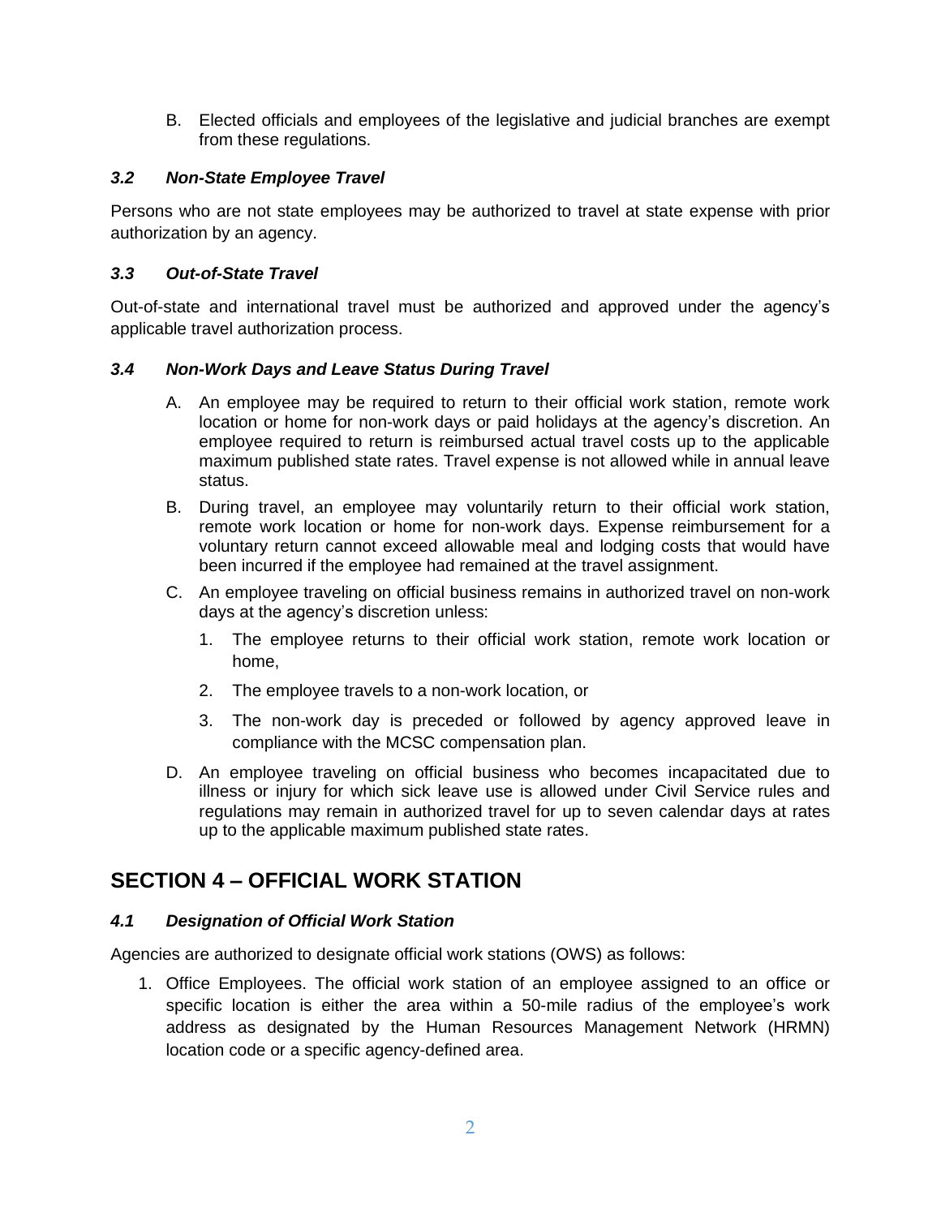B. Elected officials and employees of the legislative and judicial branches are exempt from these regulations.

### *3.2 Non-State Employee Travel*

Persons who are not state employees may be authorized to travel at state expense with prior authorization by an agency.

### *3.3 Out-of-State Travel*

Out-of-state and international travel must be authorized and approved under the agency's applicable travel authorization process.

### *3.4 Non-Work Days and Leave Status During Travel*

A. An employee may be required to return to their official work station, remote work location or home for non-work days or paid holidays at the agency's discretion. An employee required to return is reimbursed actual travel costs up to the applicable maximum published state rates. Travel expense is not allowed while in annual leave status.

B. During travel, an employee may voluntarily return to their official work station, remote work location or home for non-work days. Expense reimbursement for a voluntary return cannot exceed allowable meal and lodging costs that would have been incurred if the employee had remained at the travel assignment.

C. An employee traveling on official business remains in authorized travel on non-work days at the agency's discretion unless:

   1. The employee returns to their official work station, remote work location or home,

   2. The employee travels to a non-work location, or

   3. The non-work day is preceded or followed by agency approved leave in compliance with the MCSC compensation plan.

D. An employee traveling on official business who becomes incapacitated due to illness or injury for which sick leave use is allowed under Civil Service rules and regulations may remain in authorized travel for up to seven calendar days at rates up to the applicable maximum published state rates.

## SECTION 4 – OFFICIAL WORK STATION

### *4.1 Designation of Official Work Station*

Agencies are authorized to designate official work stations (OWS) as follows:

1. Office Employees. The official work station of an employee assigned to an office or specific location is either the area within a 50-mile radius of the employee's work address as designated by the Human Resources Management Network (HRMN) location code or a specific agency-defined area.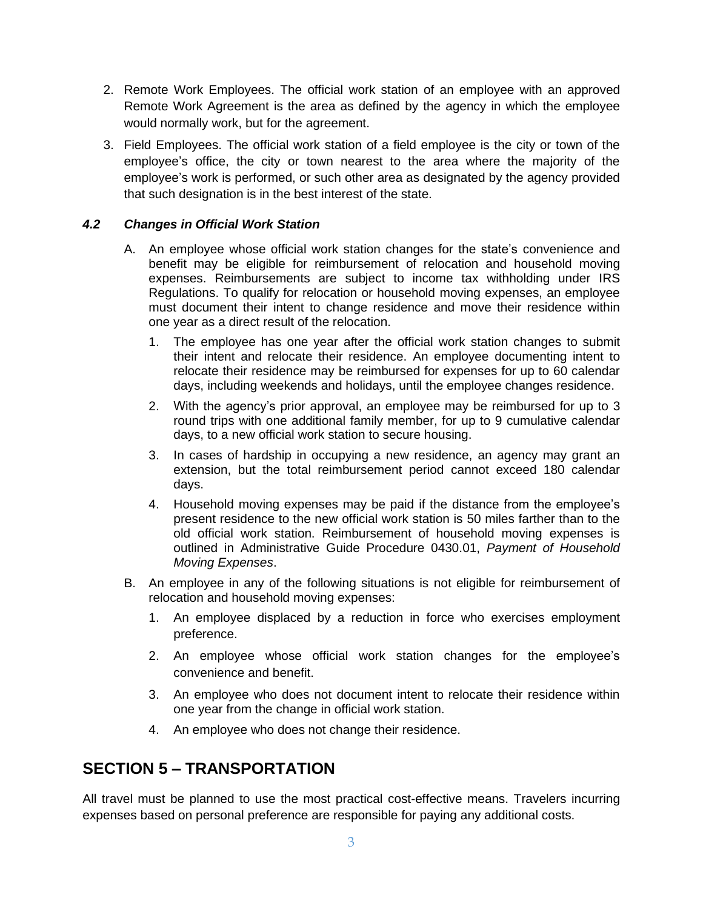2. Remote Work Employees. The official work station of an employee with an approved Remote Work Agreement is the area as defined by the agency in which the employee would normally work, but for the agreement.

3. Field Employees. The official work station of a field employee is the city or town of the employee's office, the city or town nearest to the area where the majority of the employee's work is performed, or such other area as designated by the agency provided that such designation is in the best interest of the state.

### *4.2 Changes in Official Work Station*

A. An employee whose official work station changes for the state's convenience and benefit may be eligible for reimbursement of relocation and household moving expenses. Reimbursements are subject to income tax withholding under IRS Regulations. To qualify for relocation or household moving expenses, an employee must document their intent to change residence and move their residence within one year as a direct result of the relocation.

   1. The employee has one year after the official work station changes to submit their intent and relocate their residence. An employee documenting intent to relocate their residence may be reimbursed for expenses for up to 60 calendar days, including weekends and holidays, until the employee changes residence.
   2. With the agency's prior approval, an employee may be reimbursed for up to 3 round trips with one additional family member, for up to 9 cumulative calendar days, to a new official work station to secure housing.
   3. In cases of hardship in occupying a new residence, an agency may grant an extension, but the total reimbursement period cannot exceed 180 calendar days.
   4. Household moving expenses may be paid if the distance from the employee's present residence to the new official work station is 50 miles farther than to the old official work station. Reimbursement of household moving expenses is outlined in Administrative Guide Procedure 0430.01, *Payment of Household Moving Expenses*.

B. An employee in any of the following situations is not eligible for reimbursement of relocation and household moving expenses:

   1. An employee displaced by a reduction in force who exercises employment preference.
   2. An employee whose official work station changes for the employee's convenience and benefit.
   3. An employee who does not document intent to relocate their residence within one year from the change in official work station.
   4. An employee who does not change their residence.

## SECTION 5 – TRANSPORTATION

All travel must be planned to use the most practical cost-effective means. Travelers incurring expenses based on personal preference are responsible for paying any additional costs.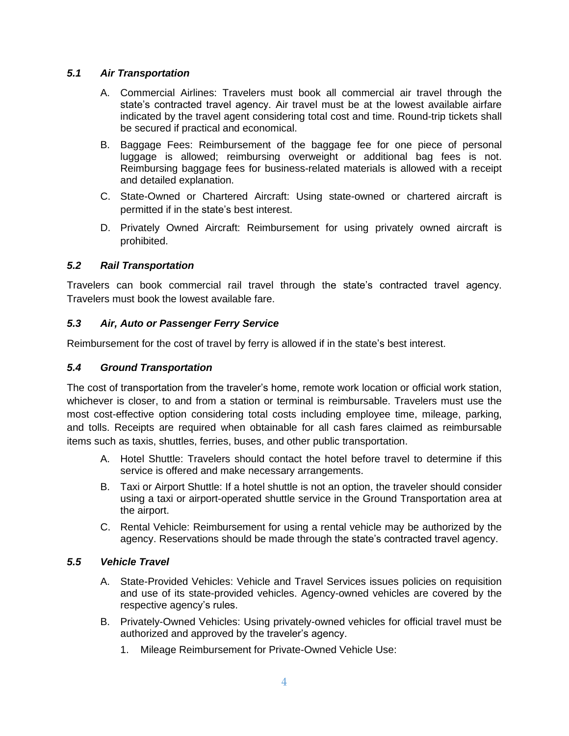### *5.1 Air Transportation*

A. Commercial Airlines: Travelers must book all commercial air travel through the state's contracted travel agency. Air travel must be at the lowest available airfare indicated by the travel agent considering total cost and time. Round-trip tickets shall be secured if practical and economical.

B. Baggage Fees: Reimbursement of the baggage fee for one piece of personal luggage is allowed; reimbursing overweight or additional bag fees is not. Reimbursing baggage fees for business-related materials is allowed with a receipt and detailed explanation.

C. State-Owned or Chartered Aircraft: Using state-owned or chartered aircraft is permitted if in the state's best interest.

D. Privately Owned Aircraft: Reimbursement for using privately owned aircraft is prohibited.

### *5.2 Rail Transportation*

Travelers can book commercial rail travel through the state's contracted travel agency. Travelers must book the lowest available fare.

### *5.3 Air, Auto or Passenger Ferry Service*

Reimbursement for the cost of travel by ferry is allowed if in the state's best interest.

### *5.4 Ground Transportation*

The cost of transportation from the traveler's home, remote work location or official work station, whichever is closer, to and from a station or terminal is reimbursable. Travelers must use the most cost-effective option considering total costs including employee time, mileage, parking, and tolls. Receipts are required when obtainable for all cash fares claimed as reimbursable items such as taxis, shuttles, ferries, buses, and other public transportation.

A. Hotel Shuttle: Travelers should contact the hotel before travel to determine if this service is offered and make necessary arrangements.

B. Taxi or Airport Shuttle: If a hotel shuttle is not an option, the traveler should consider using a taxi or airport-operated shuttle service in the Ground Transportation area at the airport.

C. Rental Vehicle: Reimbursement for using a rental vehicle may be authorized by the agency. Reservations should be made through the state's contracted travel agency.

### *5.5 Vehicle Travel*

A. State-Provided Vehicles: Vehicle and Travel Services issues policies on requisition and use of its state-provided vehicles. Agency-owned vehicles are covered by the respective agency's rules.

B. Privately-Owned Vehicles: Using privately-owned vehicles for official travel must be authorized and approved by the traveler's agency.

   1. Mileage Reimbursement for Private-Owned Vehicle Use: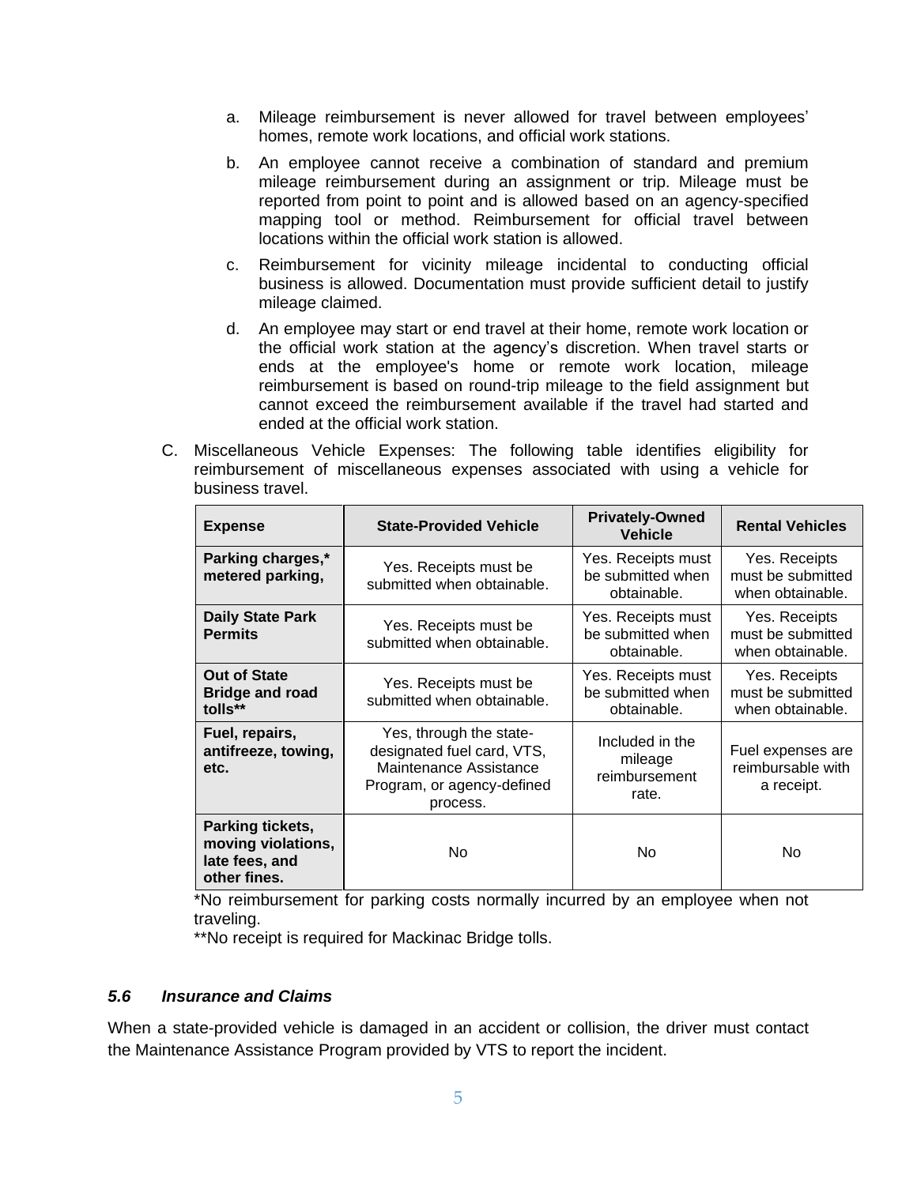a. Mileage reimbursement is never allowed for travel between employees' homes, remote work locations, and official work stations.

b. An employee cannot receive a combination of standard and premium mileage reimbursement during an assignment or trip. Mileage must be reported from point to point and is allowed based on an agency-specified mapping tool or method. Reimbursement for official travel between locations within the official work station is allowed.

c. Reimbursement for vicinity mileage incidental to conducting official business is allowed. Documentation must provide sufficient detail to justify mileage claimed.

d. An employee may start or end travel at their home, remote work location or the official work station at the agency's discretion. When travel starts or ends at the employee's home or remote work location, mileage reimbursement is based on round-trip mileage to the field assignment but cannot exceed the reimbursement available if the travel had started and ended at the official work station.

C. Miscellaneous Vehicle Expenses: The following table identifies eligibility for reimbursement of miscellaneous expenses associated with using a vehicle for business travel.

| Expense | State-Provided Vehicle | Privately-Owned Vehicle | Rental Vehicles |
|---|---|---|---|
| **Parking charges,* metered parking,** | Yes. Receipts must be submitted when obtainable. | Yes. Receipts must be submitted when obtainable. | Yes. Receipts must be submitted when obtainable. |
| **Daily State Park Permits** | Yes. Receipts must be submitted when obtainable. | Yes. Receipts must be submitted when obtainable. | Yes. Receipts must be submitted when obtainable. |
| **Out of State Bridge and road tolls**** | Yes. Receipts must be submitted when obtainable. | Yes. Receipts must be submitted when obtainable. | Yes. Receipts must be submitted when obtainable. |
| **Fuel, repairs, antifreeze, towing, etc.** | Yes, through the state-designated fuel card, VTS, Maintenance Assistance Program, or agency-defined process. | Included in the mileage reimbursement rate. | Fuel expenses are reimbursable with a receipt. |
| **Parking tickets, moving violations, late fees, and other fines.** | No | No | No |

*No reimbursement for parking costs normally incurred by an employee when not traveling.

**No receipt is required for Mackinac Bridge tolls.

### *5.6 Insurance and Claims*

When a state-provided vehicle is damaged in an accident or collision, the driver must contact the Maintenance Assistance Program provided by VTS to report the incident.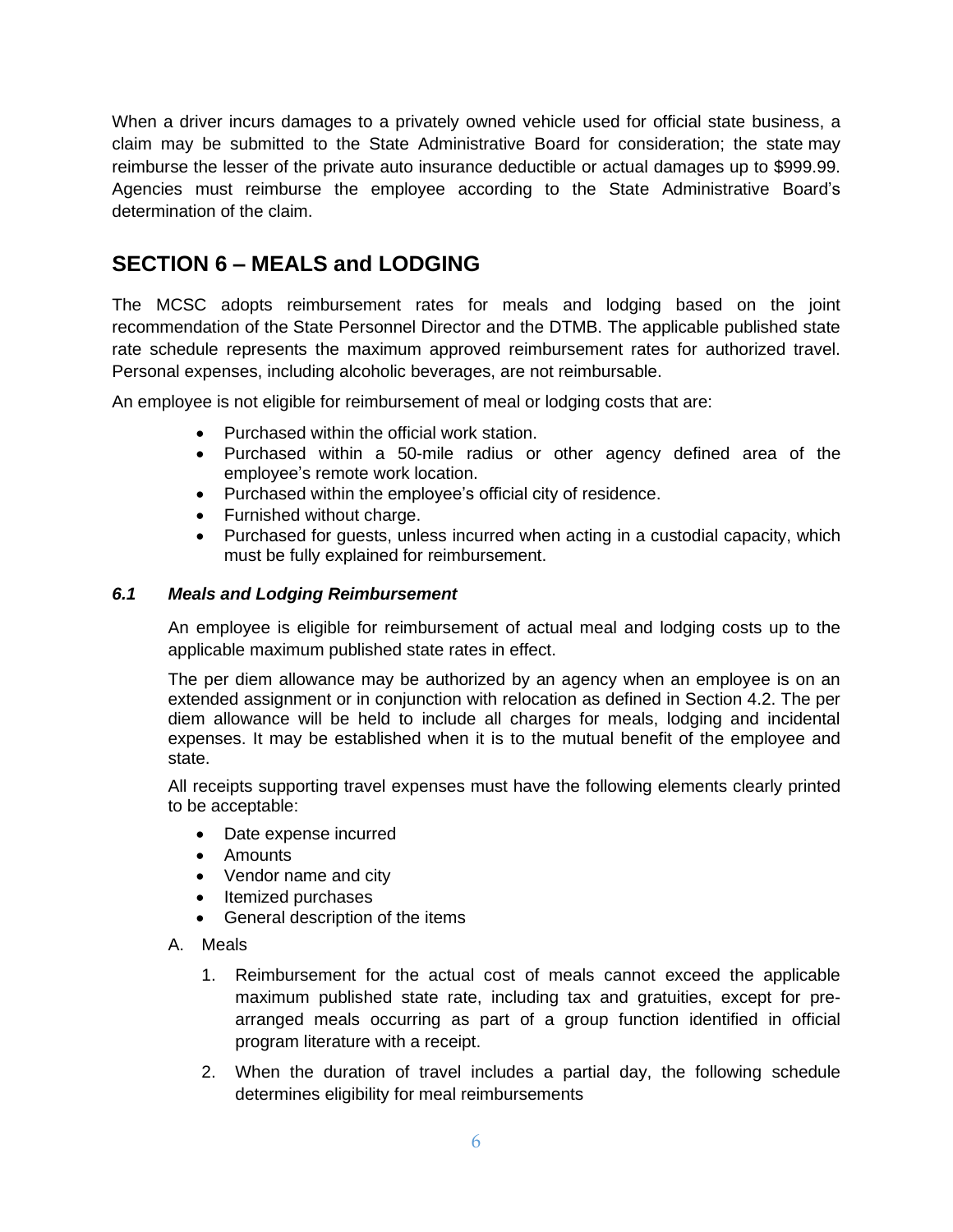When a driver incurs damages to a privately owned vehicle used for official state business, a claim may be submitted to the State Administrative Board for consideration; the state may reimburse the lesser of the private auto insurance deductible or actual damages up to $999.99. Agencies must reimburse the employee according to the State Administrative Board's determination of the claim.

## SECTION 6 – MEALS and LODGING

The MCSC adopts reimbursement rates for meals and lodging based on the joint recommendation of the State Personnel Director and the DTMB. The applicable published state rate schedule represents the maximum approved reimbursement rates for authorized travel. Personal expenses, including alcoholic beverages, are not reimbursable.

An employee is not eligible for reimbursement of meal or lodging costs that are:

- Purchased within the official work station.
- Purchased within a 50-mile radius or other agency defined area of the employee's remote work location.
- Purchased within the employee's official city of residence.
- Furnished without charge.
- Purchased for guests, unless incurred when acting in a custodial capacity, which must be fully explained for reimbursement.

### *6.1 Meals and Lodging Reimbursement*

An employee is eligible for reimbursement of actual meal and lodging costs up to the applicable maximum published state rates in effect.

The per diem allowance may be authorized by an agency when an employee is on an extended assignment or in conjunction with relocation as defined in Section 4.2. The per diem allowance will be held to include all charges for meals, lodging and incidental expenses. It may be established when it is to the mutual benefit of the employee and state.

All receipts supporting travel expenses must have the following elements clearly printed to be acceptable:

- Date expense incurred
- Amounts
- Vendor name and city
- Itemized purchases
- General description of the items

A. Meals

1. Reimbursement for the actual cost of meals cannot exceed the applicable maximum published state rate, including tax and gratuities, except for pre-arranged meals occurring as part of a group function identified in official program literature with a receipt.

2. When the duration of travel includes a partial day, the following schedule determines eligibility for meal reimbursements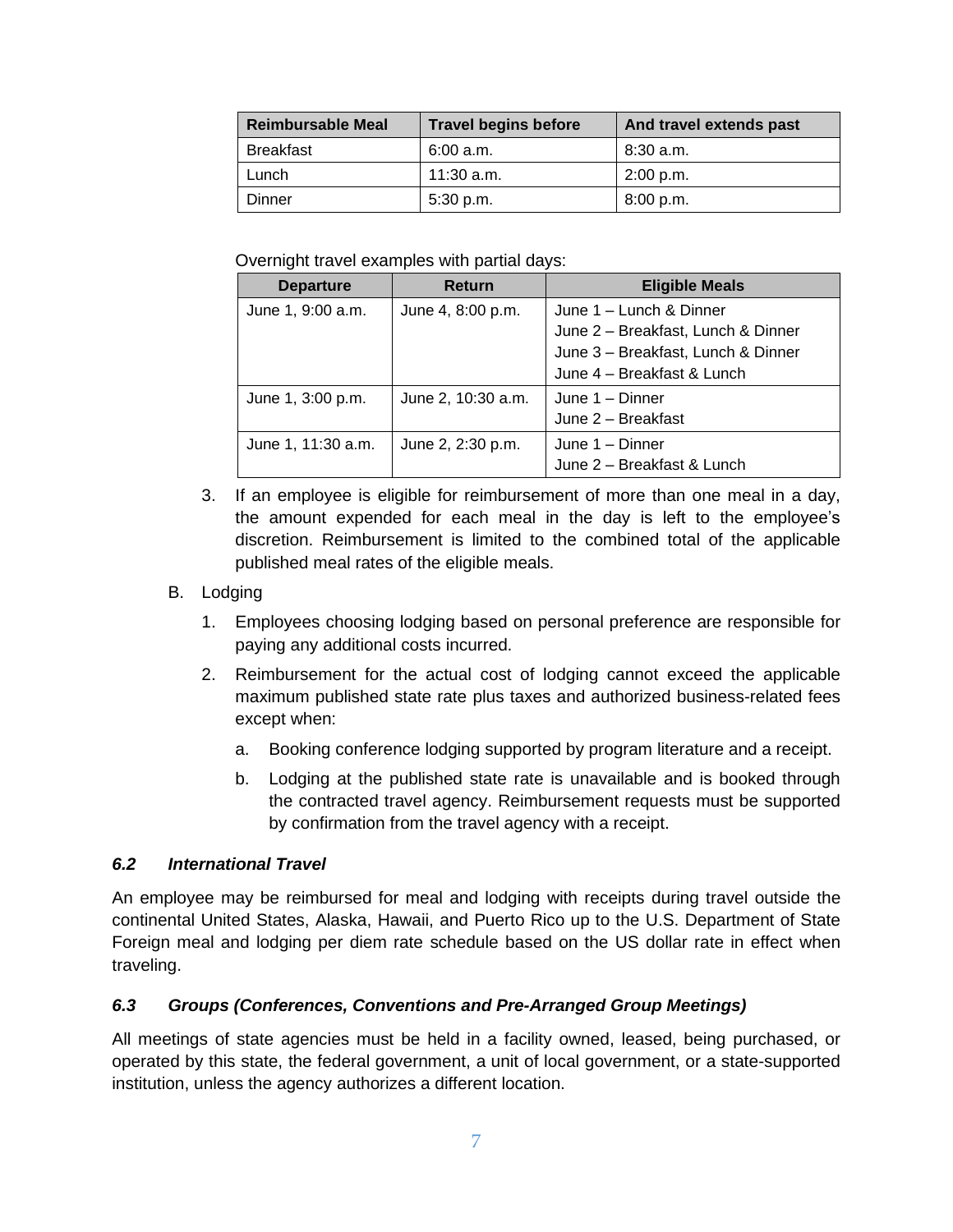| Reimbursable Meal | Travel begins before | And travel extends past |
| --- | --- | --- |
| Breakfast | 6:00 a.m. | 8:30 a.m. |
| Lunch | 11:30 a.m. | 2:00 p.m. |
| Dinner | 5:30 p.m. | 8:00 p.m. |

Overnight travel examples with partial days:

| Departure | Return | Eligible Meals |
| --- | --- | --- |
| June 1, 9:00 a.m. | June 4, 8:00 p.m. | June 1 – Lunch & Dinner<br>June 2 – Breakfast, Lunch & Dinner<br>June 3 – Breakfast, Lunch & Dinner<br>June 4 – Breakfast & Lunch |
| June 1, 3:00 p.m. | June 2, 10:30 a.m. | June 1 – Dinner<br>June 2 – Breakfast |
| June 1, 11:30 a.m. | June 2, 2:30 p.m. | June 1 – Dinner<br>June 2 – Breakfast & Lunch |

3. If an employee is eligible for reimbursement of more than one meal in a day, the amount expended for each meal in the day is left to the employee's discretion. Reimbursement is limited to the combined total of the applicable published meal rates of the eligible meals.

B. Lodging

1. Employees choosing lodging based on personal preference are responsible for paying any additional costs incurred.
2. Reimbursement for the actual cost of lodging cannot exceed the applicable maximum published state rate plus taxes and authorized business-related fees except when:
   a. Booking conference lodging supported by program literature and a receipt.
   b. Lodging at the published state rate is unavailable and is booked through the contracted travel agency. Reimbursement requests must be supported by confirmation from the travel agency with a receipt.

### *6.2 International Travel*

An employee may be reimbursed for meal and lodging with receipts during travel outside the continental United States, Alaska, Hawaii, and Puerto Rico up to the U.S. Department of State Foreign meal and lodging per diem rate schedule based on the US dollar rate in effect when traveling.

### *6.3 Groups (Conferences, Conventions and Pre-Arranged Group Meetings)*

All meetings of state agencies must be held in a facility owned, leased, being purchased, or operated by this state, the federal government, a unit of local government, or a state-supported institution, unless the agency authorizes a different location.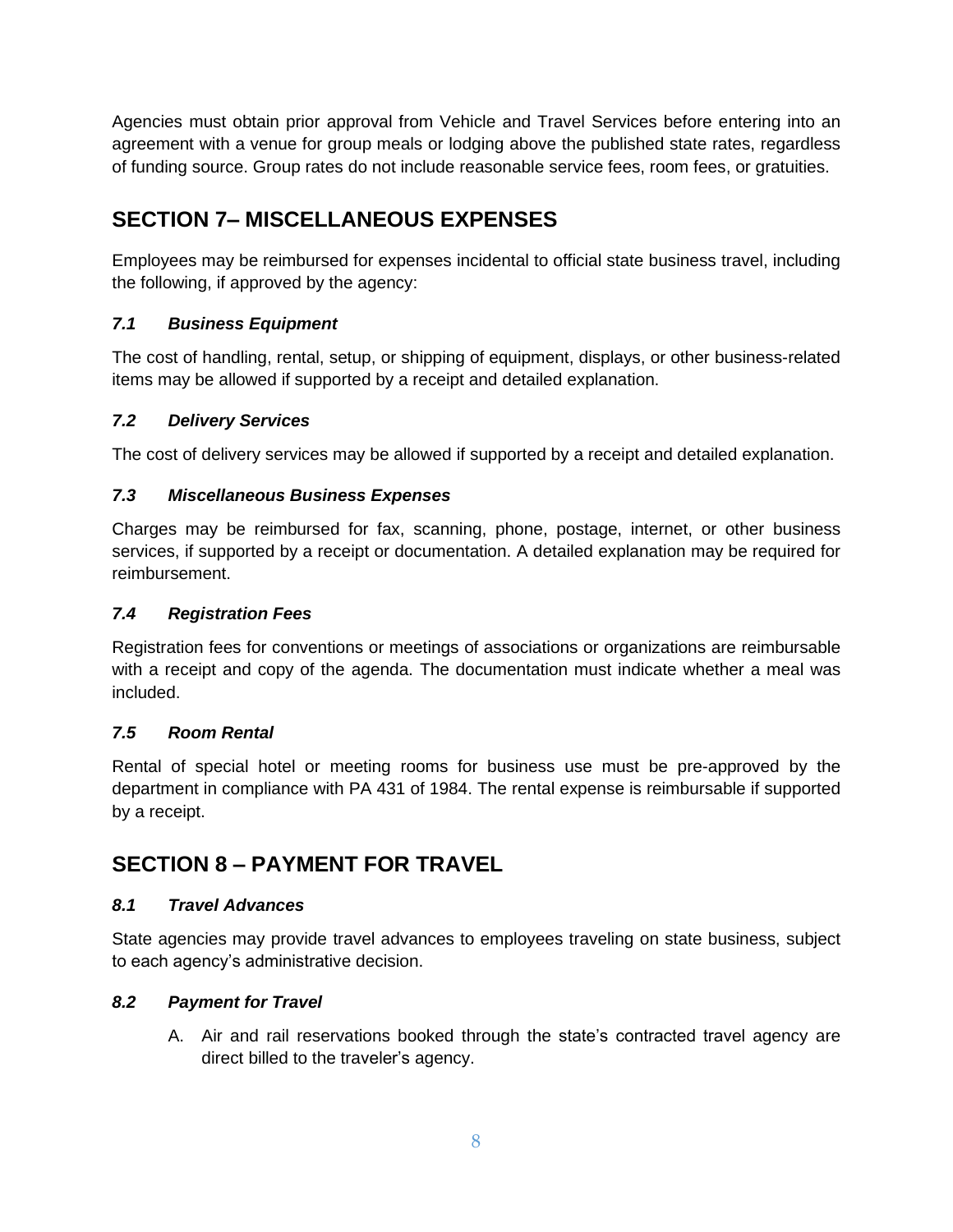Agencies must obtain prior approval from Vehicle and Travel Services before entering into an agreement with a venue for group meals or lodging above the published state rates, regardless of funding source. Group rates do not include reasonable service fees, room fees, or gratuities.

## SECTION 7– MISCELLANEOUS EXPENSES

Employees may be reimbursed for expenses incidental to official state business travel, including the following, if approved by the agency:

### *7.1 Business Equipment*

The cost of handling, rental, setup, or shipping of equipment, displays, or other business-related items may be allowed if supported by a receipt and detailed explanation.

### *7.2 Delivery Services*

The cost of delivery services may be allowed if supported by a receipt and detailed explanation.

### *7.3 Miscellaneous Business Expenses*

Charges may be reimbursed for fax, scanning, phone, postage, internet, or other business services, if supported by a receipt or documentation. A detailed explanation may be required for reimbursement.

### *7.4 Registration Fees*

Registration fees for conventions or meetings of associations or organizations are reimbursable with a receipt and copy of the agenda. The documentation must indicate whether a meal was included.

### *7.5 Room Rental*

Rental of special hotel or meeting rooms for business use must be pre-approved by the department in compliance with PA 431 of 1984. The rental expense is reimbursable if supported by a receipt.

## SECTION 8 – PAYMENT FOR TRAVEL

### *8.1 Travel Advances*

State agencies may provide travel advances to employees traveling on state business, subject to each agency's administrative decision.

### *8.2 Payment for Travel*

A. Air and rail reservations booked through the state's contracted travel agency are direct billed to the traveler's agency.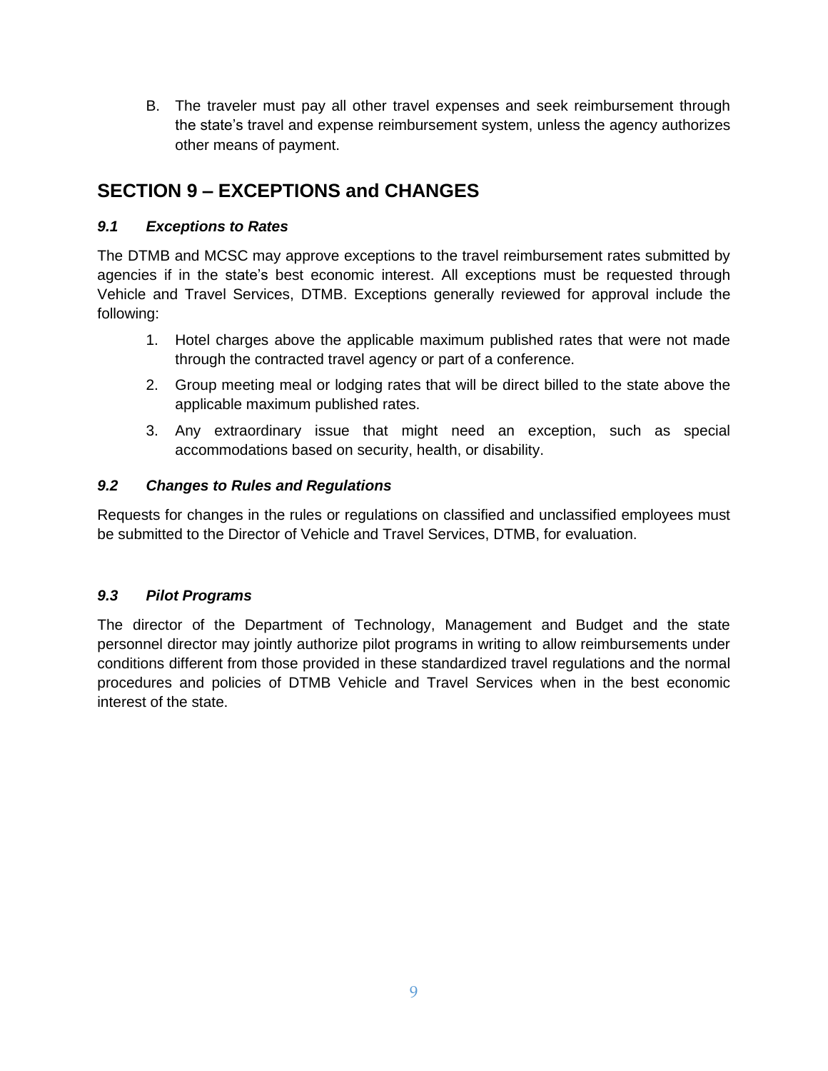B. The traveler must pay all other travel expenses and seek reimbursement through the state's travel and expense reimbursement system, unless the agency authorizes other means of payment.

## SECTION 9 – EXCEPTIONS and CHANGES

### *9.1 Exceptions to Rates*

The DTMB and MCSC may approve exceptions to the travel reimbursement rates submitted by agencies if in the state's best economic interest. All exceptions must be requested through Vehicle and Travel Services, DTMB. Exceptions generally reviewed for approval include the following:

1. Hotel charges above the applicable maximum published rates that were not made through the contracted travel agency or part of a conference.
2. Group meeting meal or lodging rates that will be direct billed to the state above the applicable maximum published rates.
3. Any extraordinary issue that might need an exception, such as special accommodations based on security, health, or disability.

### *9.2 Changes to Rules and Regulations*

Requests for changes in the rules or regulations on classified and unclassified employees must be submitted to the Director of Vehicle and Travel Services, DTMB, for evaluation.

### *9.3 Pilot Programs*

The director of the Department of Technology, Management and Budget and the state personnel director may jointly authorize pilot programs in writing to allow reimbursements under conditions different from those provided in these standardized travel regulations and the normal procedures and policies of DTMB Vehicle and Travel Services when in the best economic interest of the state.